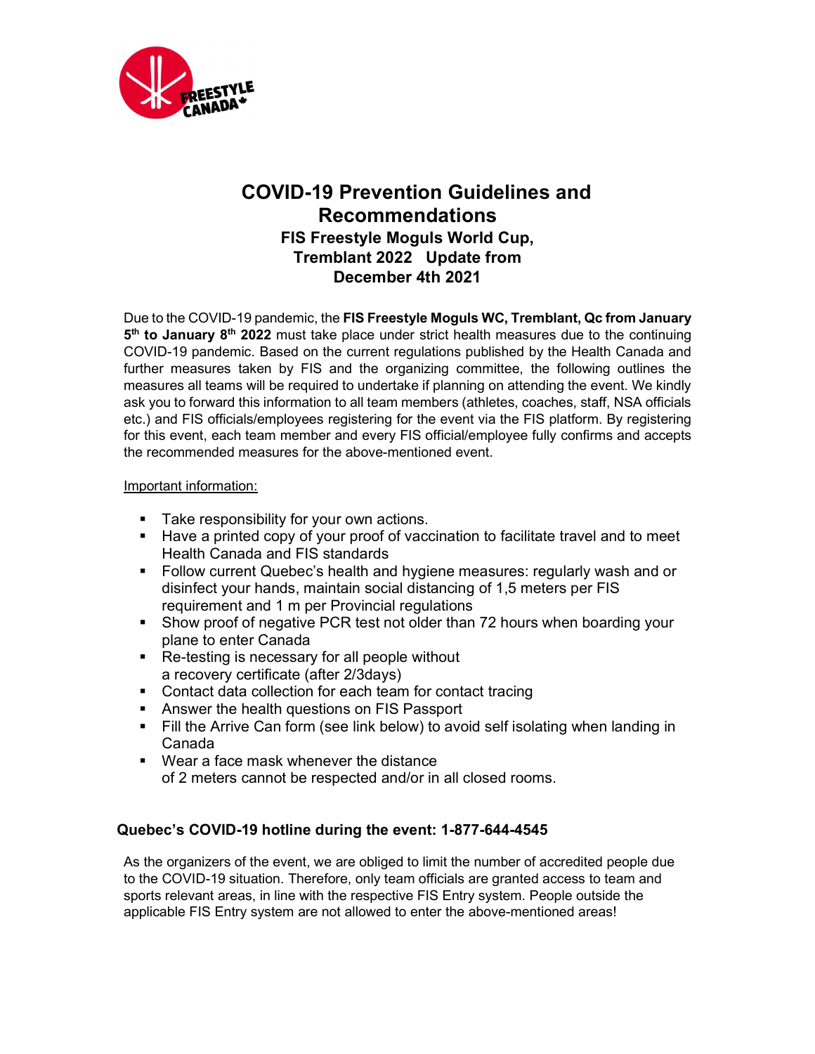# COVID-19 Prevention Guidelines and Recommendations

## FIS Freestyle Moguls World Cup, Tremblant 2022 Update from December 4th 2021

Due to the COVID-19 pandemic, the **FIS Freestyle Moguls WC, Tremblant, Qc from January 5th to January 8th 2022** must take place under strict health measures due to the continuing COVID-19 pandemic. Based on the current regulations published by the Health Canada and further measures taken by FIS and the organizing committee, the following outlines the measures all teams will be required to undertake if planning on attending the event. We kindly ask you to forward this information to all team members (athletes, coaches, staff, NSA officials etc.) and FIS officials/employees registering for the event via the FIS platform. By registering for this event, each team member and every FIS official/employee fully confirms and accepts the recommended measures for the above-mentioned event.

Important information:

- Take responsibility for your own actions.
- Have a printed copy of your proof of vaccination to facilitate travel and to meet Health Canada and FIS standards
- Follow current Quebec's health and hygiene measures: regularly wash and or disinfect your hands, maintain social distancing of 1,5 meters per FIS requirement and 1 m per Provincial regulations
- Show proof of negative PCR test not older than 72 hours when boarding your plane to enter Canada
- Re-testing is necessary for all people without a recovery certificate (after 2/3days)
- Contact data collection for each team for contact tracing
- Answer the health questions on FIS Passport
- Fill the Arrive Can form (see link below) to avoid self isolating when landing in Canada
- Wear a face mask whenever the distance of 2 meters cannot be respected and/or in all closed rooms.

### Quebec's COVID-19 hotline during the event: 1-877-644-4545

As the organizers of the event, we are obliged to limit the number of accredited people due to the COVID-19 situation. Therefore, only team officials are granted access to team and sports relevant areas, in line with the respective FIS Entry system. People outside the applicable FIS Entry system are not allowed to enter the above-mentioned areas!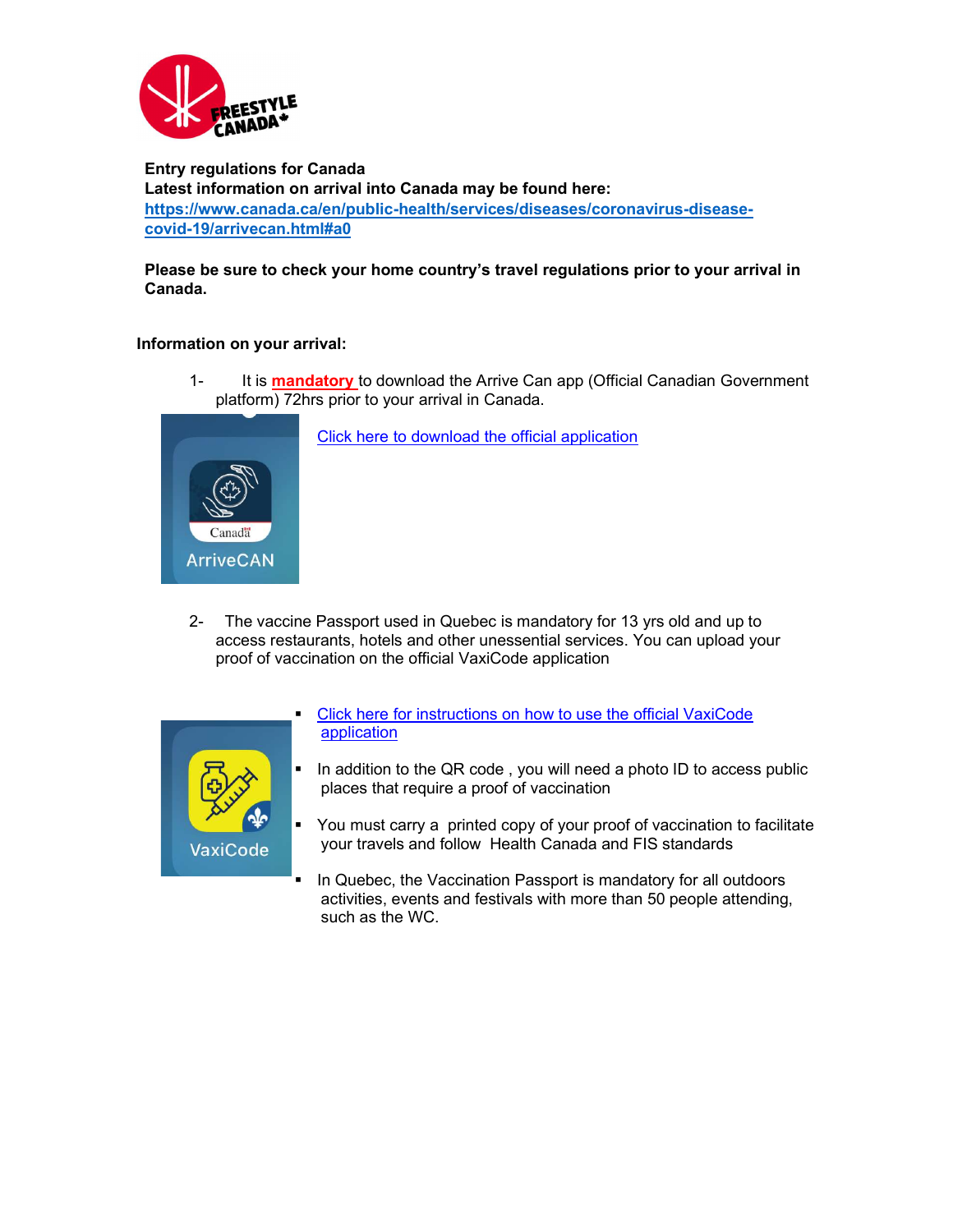**Entry regulations for Canada**
**Latest information on arrival into Canada may be found here:**
**https://www.canada.ca/en/public-health/services/diseases/coronavirus-disease-covid-19/arrivecan.html#a0**

**Please be sure to check your home country's travel regulations prior to your arrival in Canada.**

**Information on your arrival:**

1- It is **mandatory** to download the Arrive Can app (Official Canadian Government platform) 72hrs prior to your arrival in Canada.

Click here to download the official application

2- The vaccine Passport used in Quebec is mandatory for 13 yrs old and up to access restaurants, hotels and other unessential services. You can upload your proof of vaccination on the official VaxiCode application

- Click here for instructions on how to use the official VaxiCode application
- In addition to the QR code , you will need a photo ID to access public places that require a proof of vaccination
- You must carry a printed copy of your proof of vaccination to facilitate your travels and follow Health Canada and FIS standards
- In Quebec, the Vaccination Passport is mandatory for all outdoors activities, events and festivals with more than 50 people attending, such as the WC.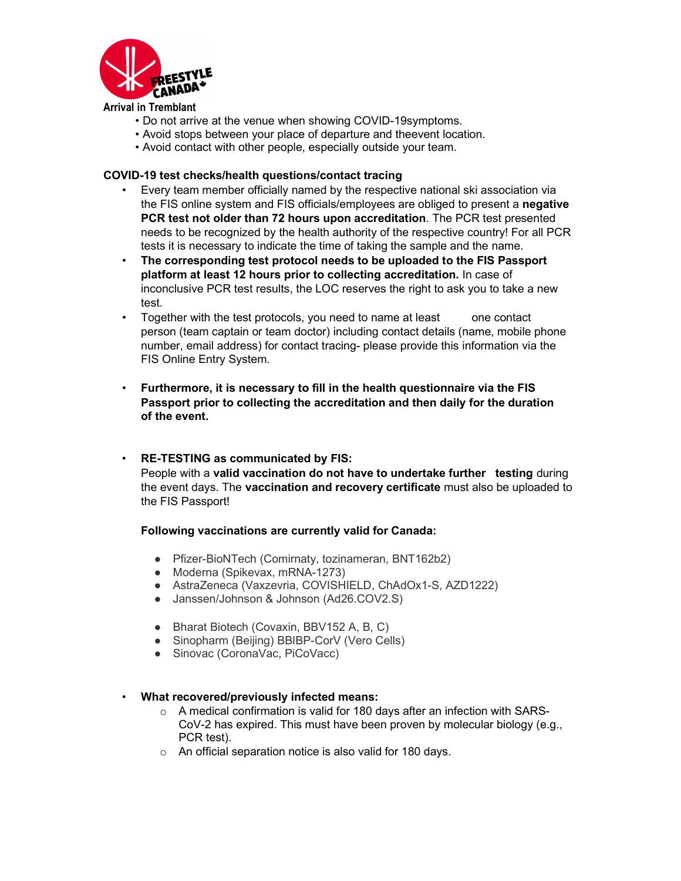**Arrival in Tremblant**

- Do not arrive at the venue when showing COVID-19symptoms.
- Avoid stops between your place of departure and theevent location.
- Avoid contact with other people, especially outside your team.

**COVID-19 test checks/health questions/contact tracing**

- Every team member officially named by the respective national ski association via the FIS online system and FIS officials/employees are obliged to present a **negative PCR test not older than 72 hours upon accreditation**. The PCR test presented needs to be recognized by the health authority of the respective country! For all PCR tests it is necessary to indicate the time of taking the sample and the name.
- **The corresponding test protocol needs to be uploaded to the FIS Passport platform at least 12 hours prior to collecting accreditation.** In case of inconclusive PCR test results, the LOC reserves the right to ask you to take a new test.
- Together with the test protocols, you need to name at least one contact person (team captain or team doctor) including contact details (name, mobile phone number, email address) for contact tracing- please provide this information via the FIS Online Entry System.
- **Furthermore, it is necessary to fill in the health questionnaire via the FIS Passport prior to collecting the accreditation and then daily for the duration of the event.**
- **RE-TESTING as communicated by FIS:**
  People with a **valid vaccination do not have to undertake further testing** during the event days. The **vaccination and recovery certificate** must also be uploaded to the FIS Passport!

  **Following vaccinations are currently valid for Canada:**

  - Pfizer-BioNTech (Comirnaty, tozinameran, BNT162b2)
  - Moderna (Spikevax, mRNA-1273)
  - AstraZeneca (Vaxzevria, COVISHIELD, ChAdOx1-S, AZD1222)
  - Janssen/Johnson & Johnson (Ad26.COV2.S)
  - Bharat Biotech (Covaxin, BBV152 A, B, C)
  - Sinopharm (Beijing) BBIBP-CorV (Vero Cells)
  - Sinovac (CoronaVac, PiCoVacc)

- **What recovered/previously infected means:**
  - A medical confirmation is valid for 180 days after an infection with SARS-CoV-2 has expired. This must have been proven by molecular biology (e.g., PCR test).
  - An official separation notice is also valid for 180 days.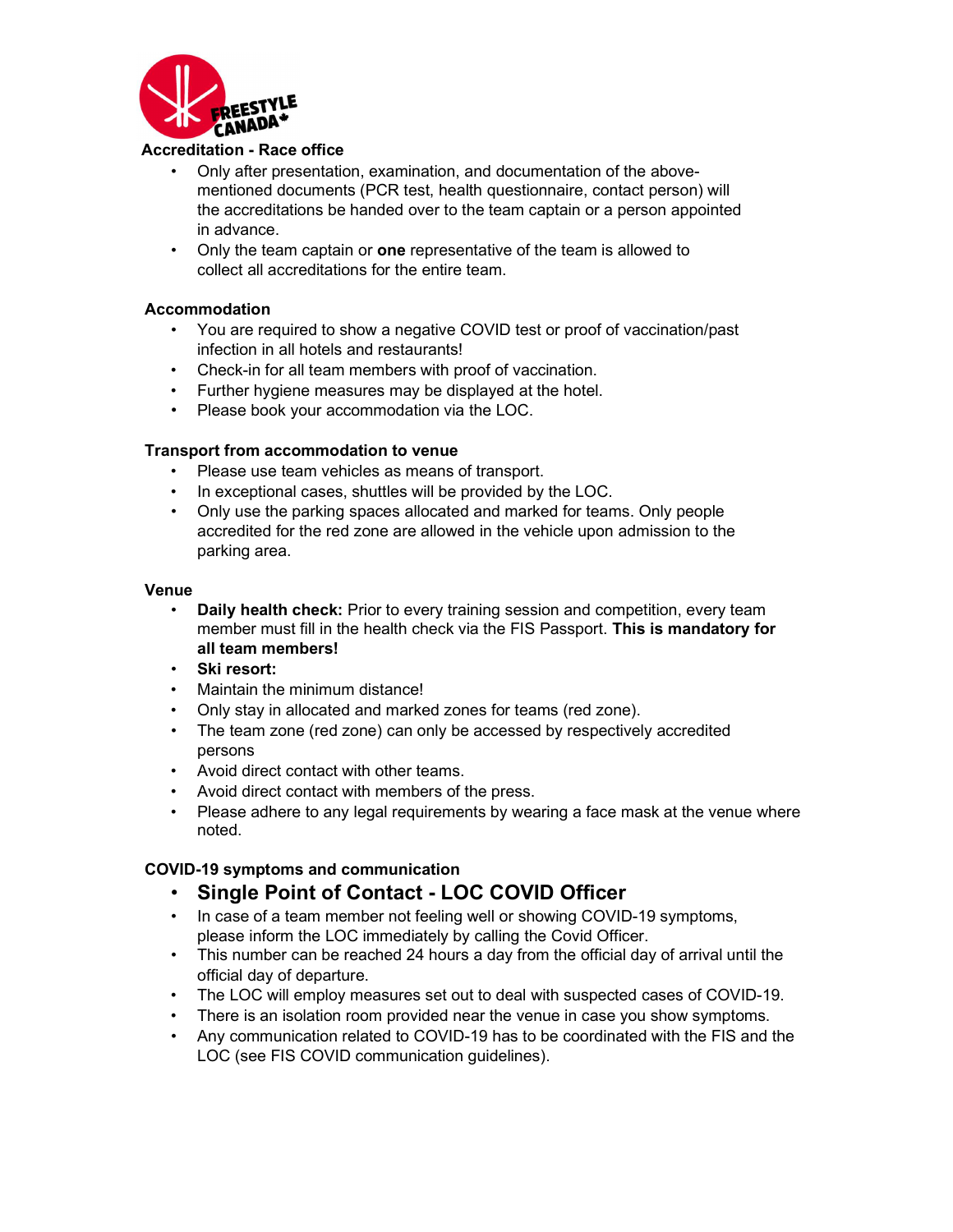### Accreditation - Race office

- Only after presentation, examination, and documentation of the above-mentioned documents (PCR test, health questionnaire, contact person) will the accreditations be handed over to the team captain or a person appointed in advance.
- Only the team captain or **one** representative of the team is allowed to collect all accreditations for the entire team.

### Accommodation

- You are required to show a negative COVID test or proof of vaccination/past infection in all hotels and restaurants!
- Check-in for all team members with proof of vaccination.
- Further hygiene measures may be displayed at the hotel.
- Please book your accommodation via the LOC.

### Transport from accommodation to venue

- Please use team vehicles as means of transport.
- In exceptional cases, shuttles will be provided by the LOC.
- Only use the parking spaces allocated and marked for teams. Only people accredited for the red zone are allowed in the vehicle upon admission to the parking area.

### Venue

- **Daily health check:** Prior to every training session and competition, every team member must fill in the health check via the FIS Passport. **This is mandatory for all team members!**
- **Ski resort:**
- Maintain the minimum distance!
- Only stay in allocated and marked zones for teams (red zone).
- The team zone (red zone) can only be accessed by respectively accredited persons
- Avoid direct contact with other teams.
- Avoid direct contact with members of the press.
- Please adhere to any legal requirements by wearing a face mask at the venue where noted.

### COVID-19 symptoms and communication

- **Single Point of Contact - LOC COVID Officer**
- In case of a team member not feeling well or showing COVID-19 symptoms, please inform the LOC immediately by calling the Covid Officer.
- This number can be reached 24 hours a day from the official day of arrival until the official day of departure.
- The LOC will employ measures set out to deal with suspected cases of COVID-19.
- There is an isolation room provided near the venue in case you show symptoms.
- Any communication related to COVID-19 has to be coordinated with the FIS and the LOC (see FIS COVID communication guidelines).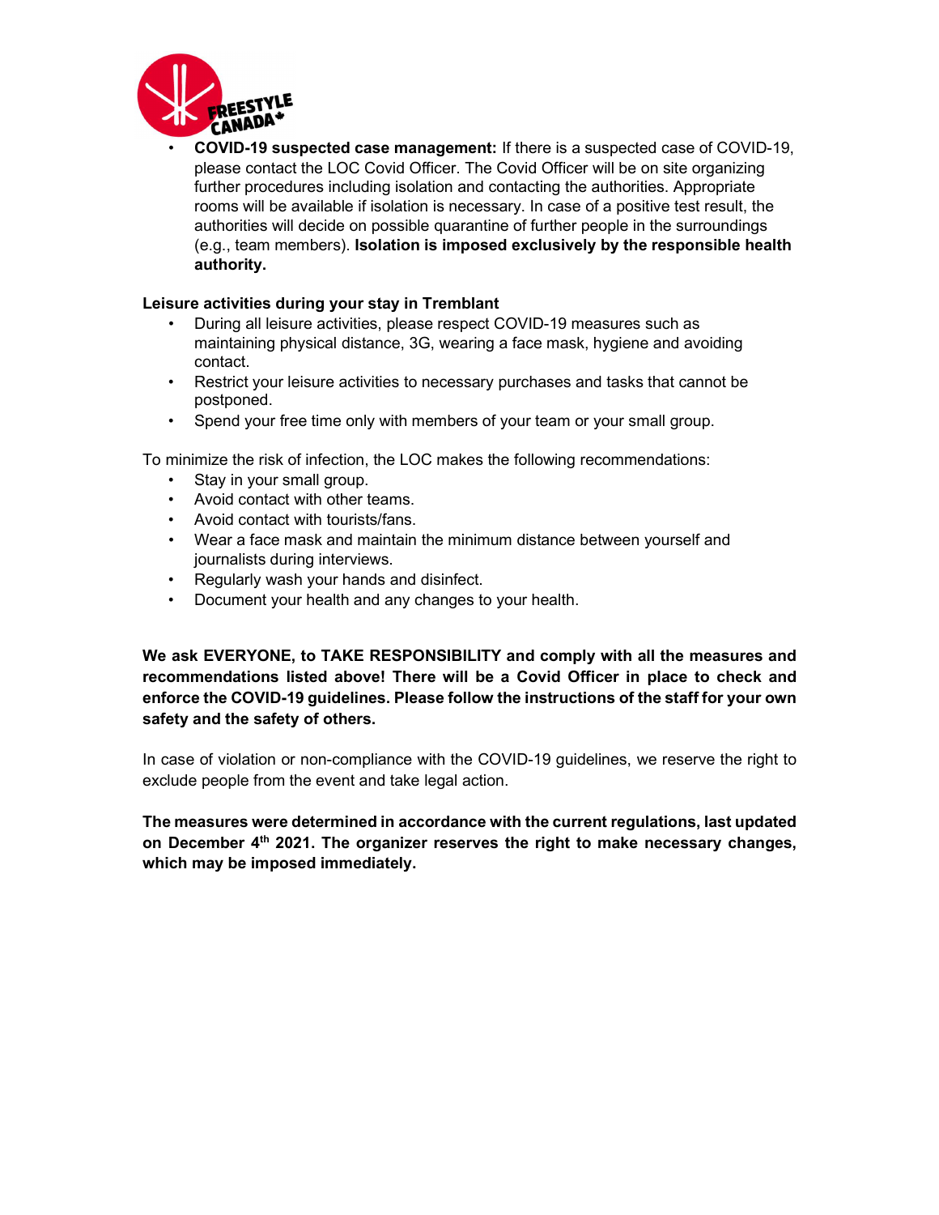- **COVID-19 suspected case management:** If there is a suspected case of COVID-19, please contact the LOC Covid Officer. The Covid Officer will be on site organizing further procedures including isolation and contacting the authorities. Appropriate rooms will be available if isolation is necessary. In case of a positive test result, the authorities will decide on possible quarantine of further people in the surroundings (e.g., team members). **Isolation is imposed exclusively by the responsible health authority.**

**Leisure activities during your stay in Tremblant**

- During all leisure activities, please respect COVID-19 measures such as maintaining physical distance, 3G, wearing a face mask, hygiene and avoiding contact.
- Restrict your leisure activities to necessary purchases and tasks that cannot be postponed.
- Spend your free time only with members of your team or your small group.

To minimize the risk of infection, the LOC makes the following recommendations:

- Stay in your small group.
- Avoid contact with other teams.
- Avoid contact with tourists/fans.
- Wear a face mask and maintain the minimum distance between yourself and journalists during interviews.
- Regularly wash your hands and disinfect.
- Document your health and any changes to your health.

**We ask EVERYONE, to TAKE RESPONSIBILITY and comply with all the measures and recommendations listed above! There will be a Covid Officer in place to check and enforce the COVID-19 guidelines. Please follow the instructions of the staff for your own safety and the safety of others.**

In case of violation or non-compliance with the COVID-19 guidelines, we reserve the right to exclude people from the event and take legal action.

**The measures were determined in accordance with the current regulations, last updated on December 4th 2021. The organizer reserves the right to make necessary changes, which may be imposed immediately.**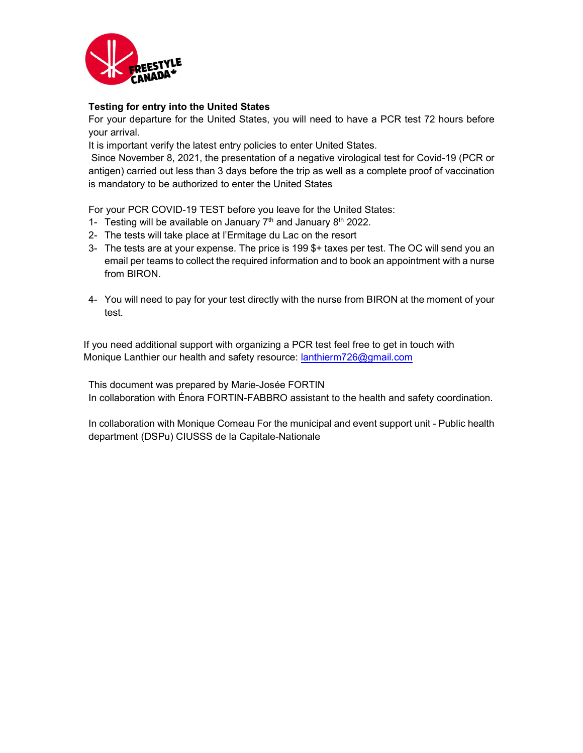**Testing for entry into the United States**

For your departure for the United States, you will need to have a PCR test 72 hours before your arrival.

It is important verify the latest entry policies to enter United States.

Since November 8, 2021, the presentation of a negative virological test for Covid-19 (PCR or antigen) carried out less than 3 days before the trip as well as a complete proof of vaccination is mandatory to be authorized to enter the United States

For your PCR COVID-19 TEST before you leave for the United States:

1- Testing will be available on January 7th and January 8th 2022.
2- The tests will take place at l'Ermitage du Lac on the resort
3- The tests are at your expense. The price is 199 $+ taxes per test. The OC will send you an email per teams to collect the required information and to book an appointment with a nurse from BIRON.
4- You will need to pay for your test directly with the nurse from BIRON at the moment of your test.

If you need additional support with organizing a PCR test feel free to get in touch with Monique Lanthier our health and safety resource: lanthierm726@gmail.com

This document was prepared by Marie-Josée FORTIN
In collaboration with Énora FORTIN-FABBRO assistant to the health and safety coordination.

In collaboration with Monique Comeau For the municipal and event support unit - Public health department (DSPu) CIUSSS de la Capitale-Nationale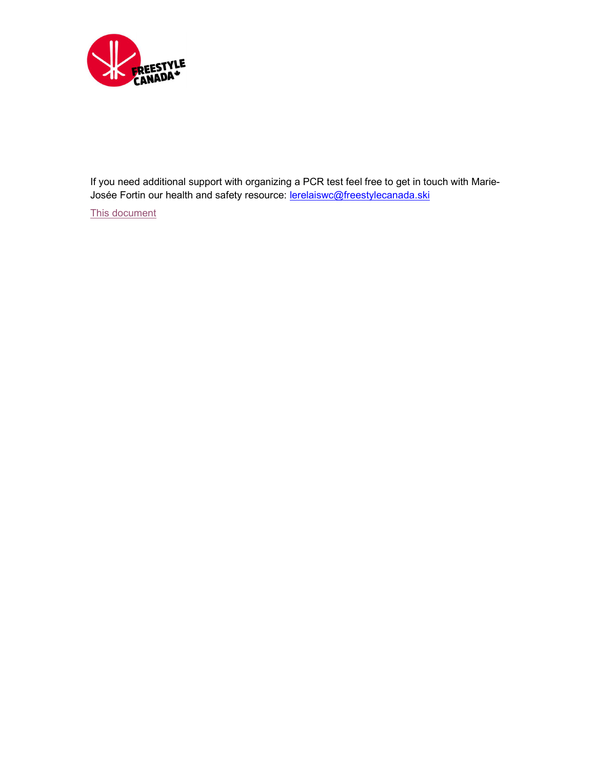If you need additional support with organizing a PCR test feel free to get in touch with Marie-Josée Fortin our health and safety resource: lerelaiswc@freestylecanada.ski

This document